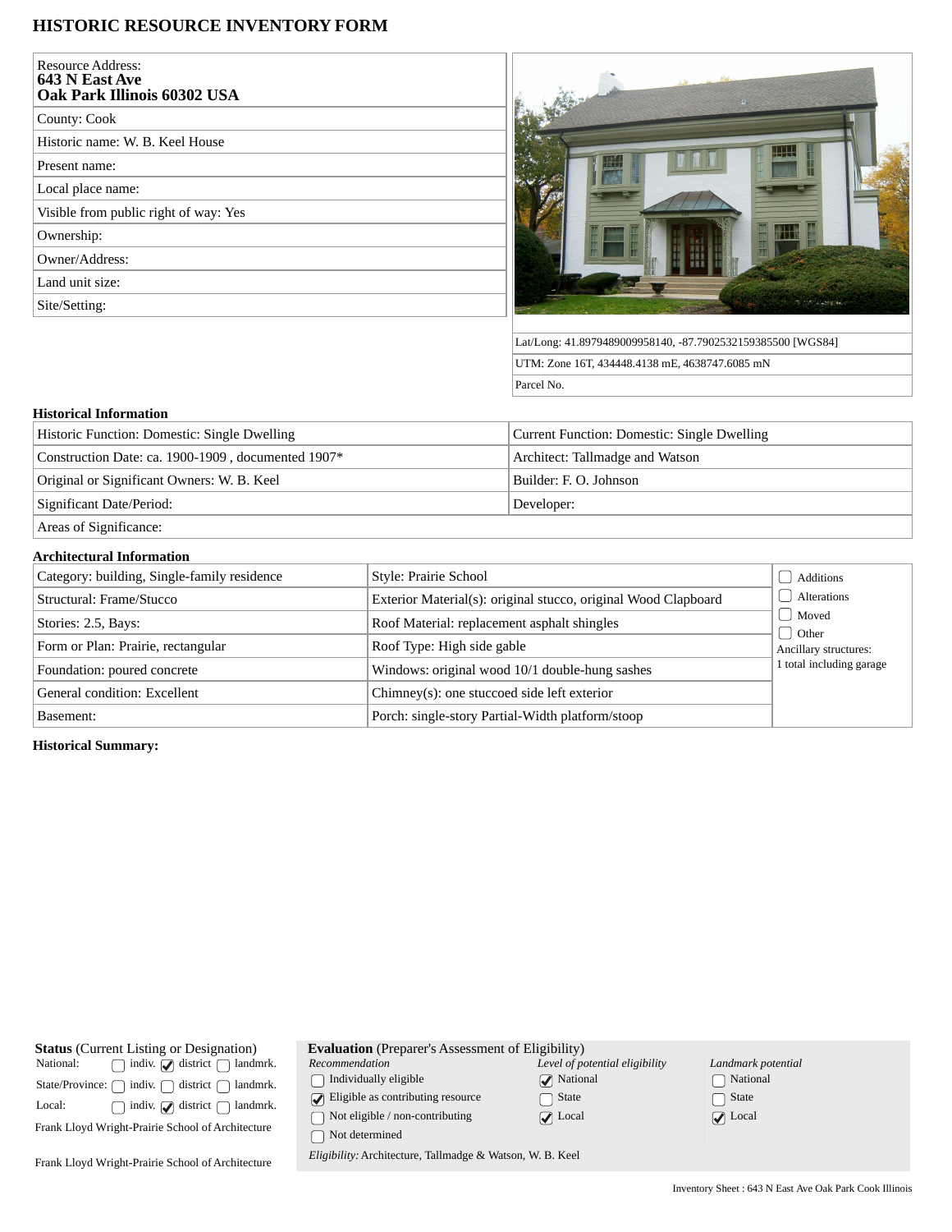# HISTORIC RESOURCE INVENTORY FORM

| | |
|---|---|
| Resource Address: **643 N East Ave Oak Park Illinois 60302 USA** | |
| County: Cook | |
| Historic name: W. B. Keel House | |
| Present name: | |
| Local place name: | |
| Visible from public right of way: Yes | |
| Ownership: | |
| Owner/Address: | |
| Land unit size: | |
| Site/Setting: | |

Lat/Long: 41.8979489009958140, -87.7902532159385500 [WGS84]

UTM: Zone 16T, 434448.4138 mE, 4638747.6085 mN

Parcel No.

### Historical Information

| | |
|---|---|
| Historic Function: Domestic: Single Dwelling | Current Function: Domestic: Single Dwelling |
| Construction Date: ca. 1900-1909 , documented 1907* | Architect: Tallmadge and Watson |
| Original or Significant Owners: W. B. Keel | Builder: F. O. Johnson |
| Significant Date/Period: | Developer: |
| Areas of Significance: | |

### Architectural Information

| | | |
|---|---|---|
| Category: building, Single-family residence | Style: Prairie School | ☐ Additions |
| Structural: Frame/Stucco | Exterior Material(s): original stucco, original Wood Clapboard | ☐ Alterations |
| Stories: 2.5, Bays: | Roof Material: replacement asphalt shingles | ☐ Moved |
| Form or Plan: Prairie, rectangular | Roof Type: High side gable | ☐ Other |
| Foundation: poured concrete | Windows: original wood 10/1 double-hung sashes | Ancillary structures: 1 total including garage |
| General condition: Excellent | Chimney(s): one stuccoed side left exterior | |
| Basement: | Porch: single-story Partial-Width platform/stoop | |

**Historical Summary:**

**Status** (Current Listing or Designation)

| | | | |
|---|---|---|---|
| National: | ☐ indiv. | ☑ district | ☐ landmrk. |
| State/Province: | ☐ indiv. | ☐ district | ☐ landmrk. |
| Local: | ☐ indiv. | ☑ district | ☐ landmrk. |

Frank Lloyd Wright-Prairie School of Architecture

Frank Lloyd Wright-Prairie School of Architecture

**Evaluation** (Preparer's Assessment of Eligibility)

| *Recommendation* | *Level of potential eligibility* | *Landmark potential* |
|---|---|---|
| ☐ Individually eligible | ☑ National | ☐ National |
| ☑ Eligible as contributing resource | ☐ State | ☐ State |
| ☐ Not eligible / non-contributing | ☑ Local | ☑ Local |
| ☐ Not determined | | |

*Eligibility:* Architecture, Tallmadge & Watson, W. B. Keel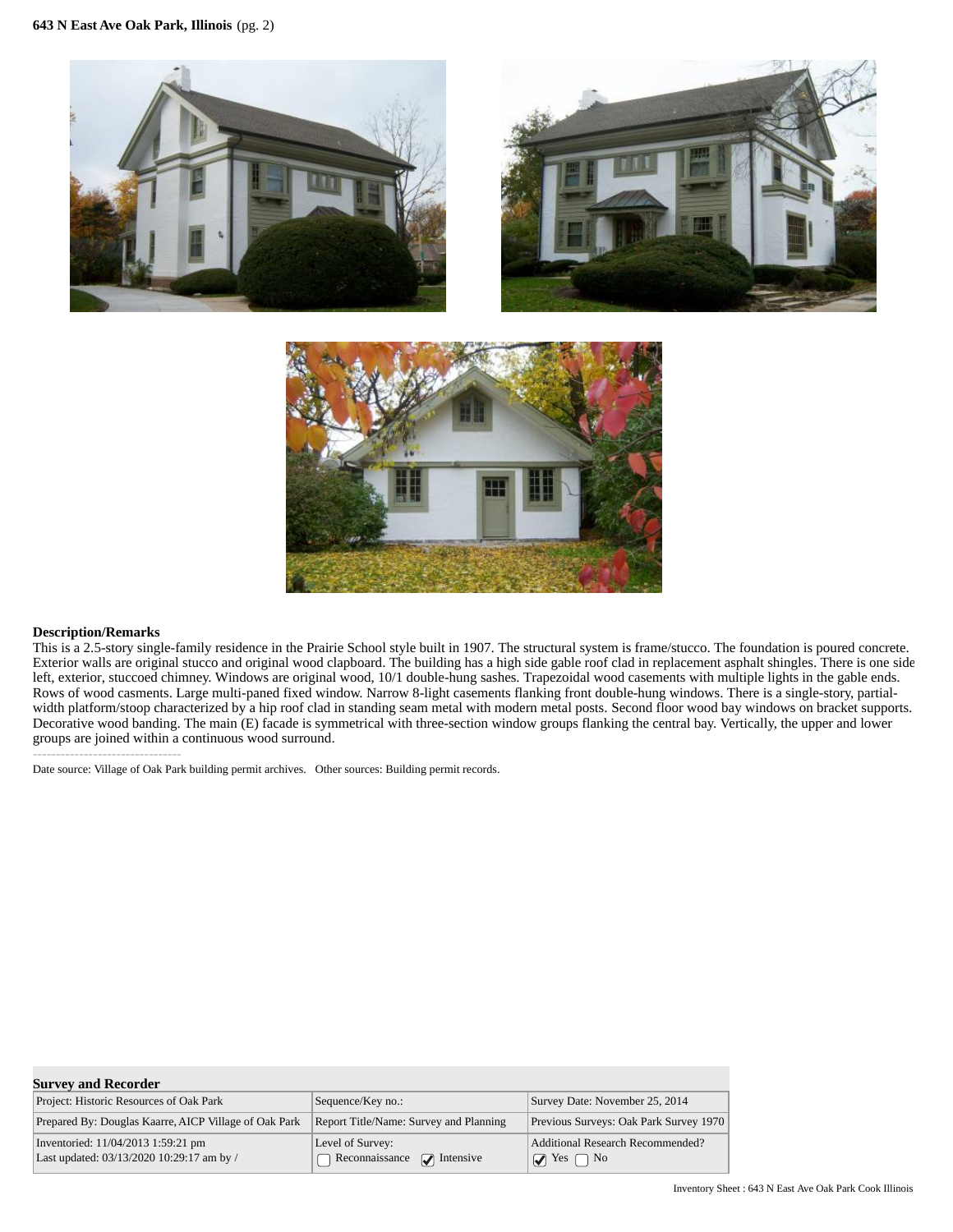**643 N East Ave Oak Park, Illinois** (pg. 2)

**Description/Remarks**

This is a 2.5-story single-family residence in the Prairie School style built in 1907. The structural system is frame/stucco. The foundation is poured concrete. Exterior walls are original stucco and original wood clapboard. The building has a high side gable roof clad in replacement asphalt shingles. There is one side left, exterior, stuccoed chimney. Windows are original wood, 10/1 double-hung sashes. Trapezoidal wood casements with multiple lights in the gable ends. Rows of wood casments. Large multi-paned fixed window. Narrow 8-light casements flanking front double-hung windows. There is a single-story, partial-width platform/stoop characterized by a hip roof clad in standing seam metal with modern metal posts. Second floor wood bay windows on bracket supports. Decorative wood banding. The main (E) facade is symmetrical with three-section window groups flanking the central bay. Vertically, the upper and lower groups are joined within a continuous wood surround.

---

Date source: Village of Oak Park building permit archives. Other sources: Building permit records.

**Survey and Recorder**

| | | |
|---|---|---|
| Project: Historic Resources of Oak Park | Sequence/Key no.: | Survey Date: November 25, 2014 |
| Prepared By: Douglas Kaarre, AICP Village of Oak Park | Report Title/Name: Survey and Planning | Previous Surveys: Oak Park Survey 1970 |
| Inventoried: 11/04/2013 1:59:21 pm<br>Last updated: 03/13/2020 10:29:17 am by / | Level of Survey:<br>☐ Reconnaissance ☑ Intensive | Additional Research Recommended?<br>☑ Yes ☐ No |